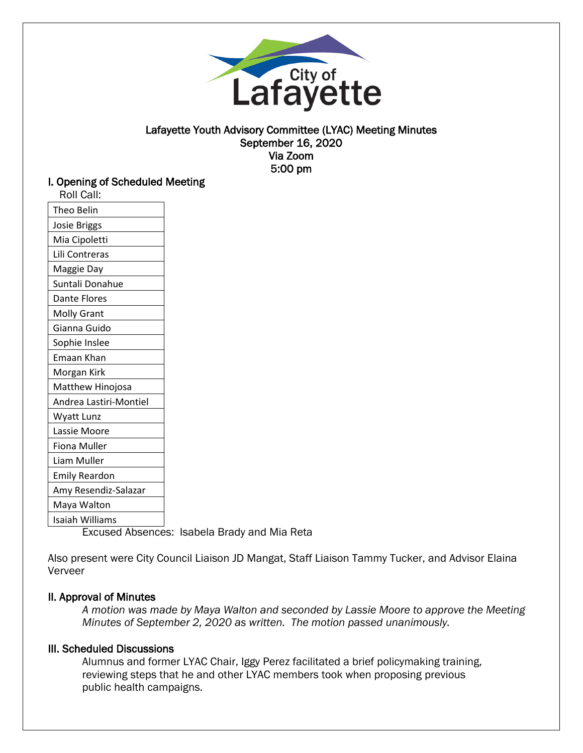City of Lafayette

# Lafayette Youth Advisory Committee (LYAC) Meeting Minutes
September 16, 2020
Via Zoom
5:00 pm

## I. Opening of Scheduled Meeting

Roll Call:

| Theo Belin |
|---|
| Josie Briggs |
| Mia Cipoletti |
| Lili Contreras |
| Maggie Day |
| Suntali Donahue |
| Dante Flores |
| Molly Grant |
| Gianna Guido |
| Sophie Inslee |
| Emaan Khan |
| Morgan Kirk |
| Matthew Hinojosa |
| Andrea Lastiri-Montiel |
| Wyatt Lunz |
| Lassie Moore |
| Fiona Muller |
| Liam Muller |
| Emily Reardon |
| Amy Resendiz-Salazar |
| Maya Walton |
| Isaiah Williams |

Excused Absences: Isabela Brady and Mia Reta

Also present were City Council Liaison JD Mangat, Staff Liaison Tammy Tucker, and Advisor Elaina Verveer

## II. Approval of Minutes

*A motion was made by Maya Walton and seconded by Lassie Moore to approve the Meeting Minutes of September 2, 2020 as written. The motion passed unanimously.*

## III. Scheduled Discussions

Alumnus and former LYAC Chair, Iggy Perez facilitated a brief policymaking training, reviewing steps that he and other LYAC members took when proposing previous public health campaigns.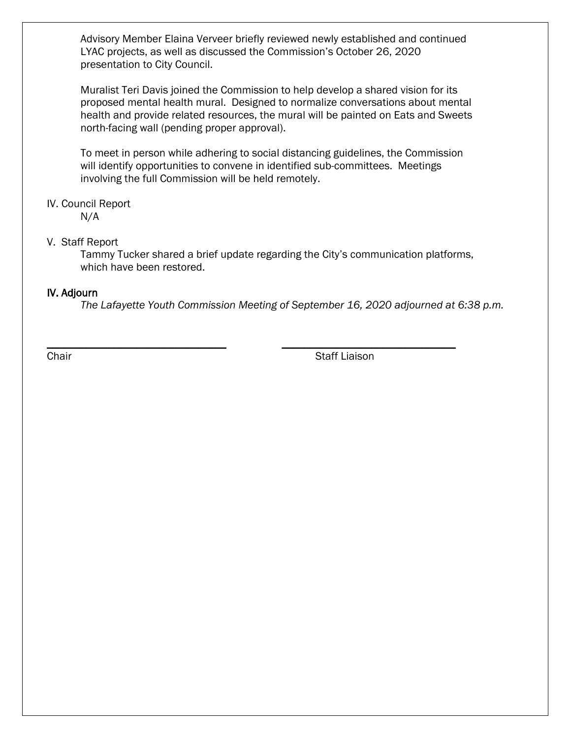Advisory Member Elaina Verveer briefly reviewed newly established and continued LYAC projects, as well as discussed the Commission's October 26, 2020 presentation to City Council.

Muralist Teri Davis joined the Commission to help develop a shared vision for its proposed mental health mural. Designed to normalize conversations about mental health and provide related resources, the mural will be painted on Eats and Sweets north-facing wall (pending proper approval).

To meet in person while adhering to social distancing guidelines, the Commission will identify opportunities to convene in identified sub-committees. Meetings involving the full Commission will be held remotely.

IV. Council Report

N/A

V. Staff Report

Tammy Tucker shared a brief update regarding the City's communication platforms, which have been restored.

**IV. Adjourn**

*The Lafayette Youth Commission Meeting of September 16, 2020 adjourned at 6:38 p.m.*

\_\_\_\_\_\_\_\_\_\_\_\_\_\_\_\_\_\_\_\_\_\_\_\_\_\_\_\_\_\_ \_\_\_\_\_\_\_\_\_\_\_\_\_\_\_\_\_\_\_\_\_\_\_\_\_\_\_\_\_\_

Chair Staff Liaison